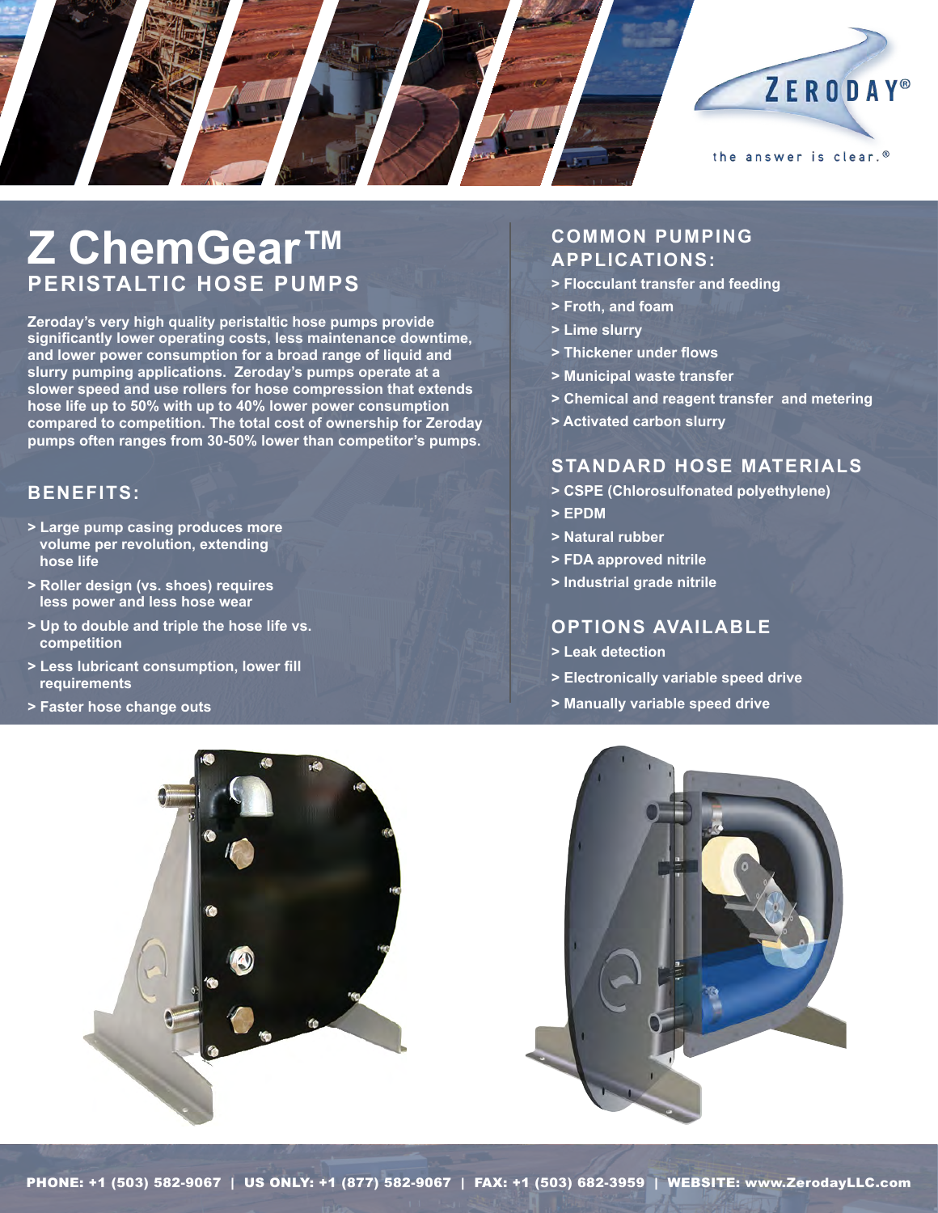ZERODAY®

the answer is clear.®

# Z ChemGear™

## PERISTALTIC HOSE PUMPS

**Zeroday's very high quality peristaltic hose pumps provide significantly lower operating costs, less maintenance downtime, and lower power consumption for a broad range of liquid and slurry pumping applications. Zeroday's pumps operate at a slower speed and use rollers for hose compression that extends hose life up to 50% with up to 40% lower power consumption compared to competition. The total cost of ownership for Zeroday pumps often ranges from 30-50% lower than competitor's pumps.**

### BENEFITS:

- Large pump casing produces more volume per revolution, extending hose life
- Roller design (vs. shoes) requires less power and less hose wear
- Up to double and triple the hose life vs. competition
- Less lubricant consumption, lower fill requirements
- Faster hose change outs

### COMMON PUMPING APPLICATIONS:

- Flocculant transfer and feeding
- Froth, and foam
- Lime slurry
- Thickener under flows
- Municipal waste transfer
- Chemical and reagent transfer and metering
- Activated carbon slurry

### STANDARD HOSE MATERIALS

- CSPE (Chlorosulfonated polyethylene)
- EPDM
- Natural rubber
- FDA approved nitrile
- Industrial grade nitrile

### OPTIONS AVAILABLE

- Leak detection
- Electronically variable speed drive
- Manually variable speed drive

PHONE: +1 (503) 582-9067 | US ONLY: +1 (877) 582-9067 | FAX: +1 (503) 682-3959 | WEBSITE: www.ZerodayLLC.com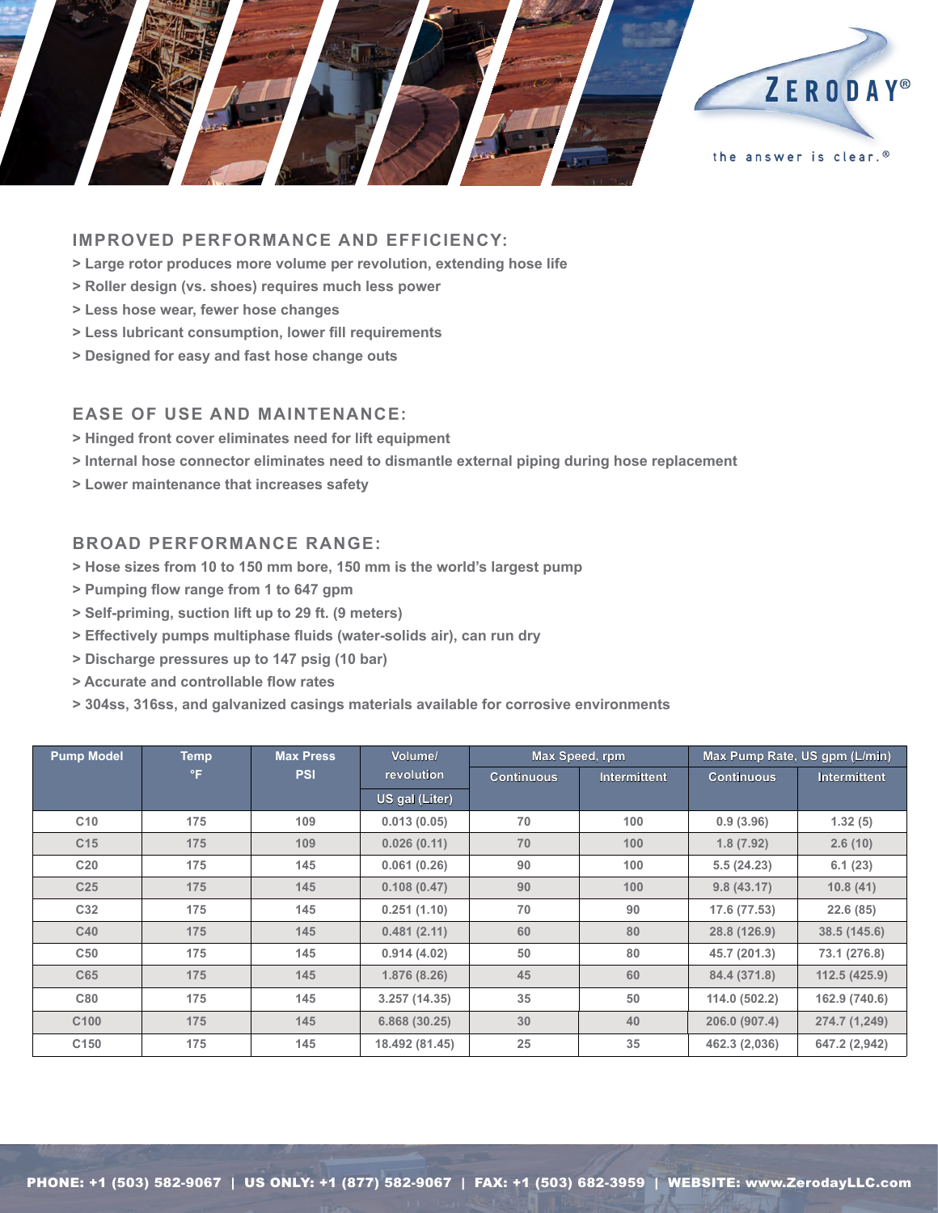ZERODAY®

the answer is clear.®

## IMPROVED PERFORMANCE AND EFFICIENCY:

> Large rotor produces more volume per revolution, extending hose life
> Roller design (vs. shoes) requires much less power
> Less hose wear, fewer hose changes
> Less lubricant consumption, lower fill requirements
> Designed for easy and fast hose change outs

## EASE OF USE AND MAINTENANCE:

> Hinged front cover eliminates need for lift equipment
> Internal hose connector eliminates need to dismantle external piping during hose replacement
> Lower maintenance that increases safety

## BROAD PERFORMANCE RANGE:

> Hose sizes from 10 to 150 mm bore, 150 mm is the world's largest pump
> Pumping flow range from 1 to 647 gpm
> Self-priming, suction lift up to 29 ft. (9 meters)
> Effectively pumps multiphase fluids (water-solids air), can run dry
> Discharge pressures up to 147 psig (10 bar)
> Accurate and controllable flow rates
> 304ss, 316ss, and galvanized casings materials available for corrosive environments

| Pump Model | Temp °F | Max Press PSI | Volume/ revolution US gal (Liter) | Max Speed, rpm | | Max Pump Rate, US gpm (L/min) | |
|---|---|---|---|---|---|---|---|
| | | | | Continuous | Intermittent | Continuous | Intermittent |
| C10 | 175 | 109 | 0.013 (0.05) | 70 | 100 | 0.9 (3.96) | 1.32 (5) |
| C15 | 175 | 109 | 0.026 (0.11) | 70 | 100 | 1.8 (7.92) | 2.6 (10) |
| C20 | 175 | 145 | 0.061 (0.26) | 90 | 100 | 5.5 (24.23) | 6.1 (23) |
| C25 | 175 | 145 | 0.108 (0.47) | 90 | 100 | 9.8 (43.17) | 10.8 (41) |
| C32 | 175 | 145 | 0.251 (1.10) | 70 | 90 | 17.6 (77.53) | 22.6 (85) |
| C40 | 175 | 145 | 0.481 (2.11) | 60 | 80 | 28.8 (126.9) | 38.5 (145.6) |
| C50 | 175 | 145 | 0.914 (4.02) | 50 | 80 | 45.7 (201.3) | 73.1 (276.8) |
| C65 | 175 | 145 | 1.876 (8.26) | 45 | 60 | 84.4 (371.8) | 112.5 (425.9) |
| C80 | 175 | 145 | 3.257 (14.35) | 35 | 50 | 114.0 (502.2) | 162.9 (740.6) |
| C100 | 175 | 145 | 6.868 (30.25) | 30 | 40 | 206.0 (907.4) | 274.7 (1,249) |
| C150 | 175 | 145 | 18.492 (81.45) | 25 | 35 | 462.3 (2,036) | 647.2 (2,942) |

PHONE: +1 (503) 582-9067 | US ONLY: +1 (877) 582-9067 | FAX: +1 (503) 682-3959 | WEBSITE: www.ZerodayLLC.com